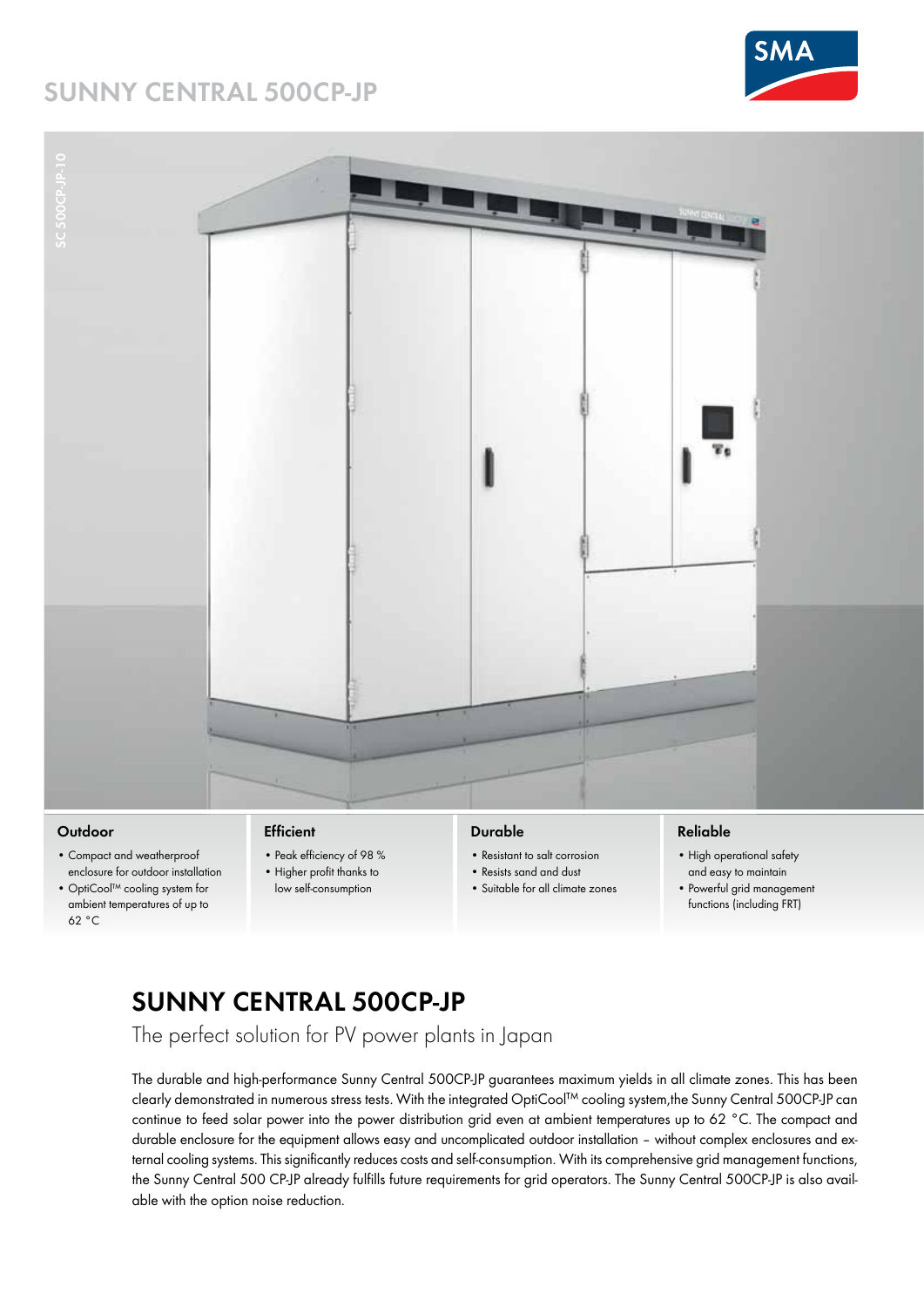# SUNNY CENTRAL 500CP-JP

SC 500CP-JP-10

### Outdoor

- Compact and weatherproof enclosure for outdoor installation
- OptiCool™ cooling system for ambient temperatures of up to 62 °C

### Efficient

- Peak efficiency of 98 %
- Higher profit thanks to low self-consumption

### Durable

- Resistant to salt corrosion
- Resists sand and dust
- Suitable for all climate zones

### Reliable

- High operational safety and easy to maintain
- Powerful grid management functions (including FRT)

## SUNNY CENTRAL 500CP-JP

The perfect solution for PV power plants in Japan

The durable and high-performance Sunny Central 500CP-JP guarantees maximum yields in all climate zones. This has been clearly demonstrated in numerous stress tests. With the integrated OptiCool™ cooling system,the Sunny Central 500CP-JP can continue to feed solar power into the power distribution grid even at ambient temperatures up to 62 °C. The compact and durable enclosure for the equipment allows easy and uncomplicated outdoor installation – without complex enclosures and external cooling systems. This significantly reduces costs and self-consumption. With its comprehensive grid management functions, the Sunny Central 500 CP-JP already fulfills future requirements for grid operators. The Sunny Central 500CP-JP is also available with the option noise reduction.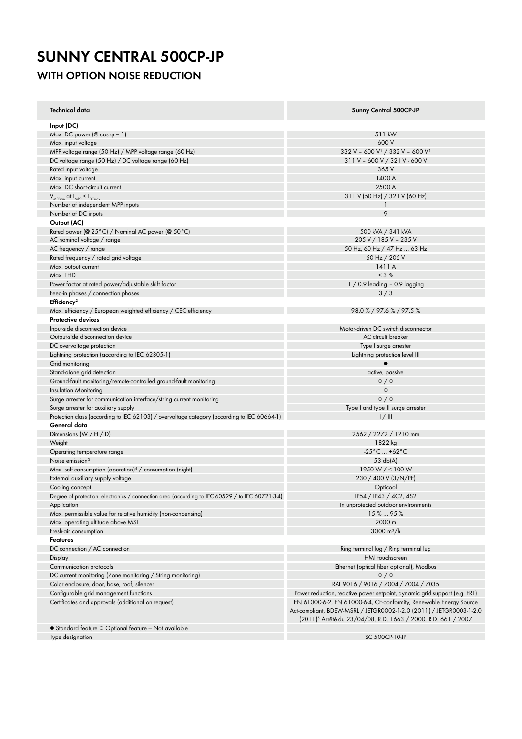# SUNNY CENTRAL 500CP-JP

## WITH OPTION NOISE REDUCTION

| Technical data | Sunny Central 500CP-JP |
|---|---|
| **Input (DC)** | |
| Max. DC power (@ cos φ = 1) | 511 kW |
| Max. input voltage | 600 V |
| MPP voltage range (50 Hz) / MPP voltage range (60 Hz) | 332 V – 600 V[1] / 332 V – 600 V[1] |
| DC voltage range (50 Hz) / DC voltage range (60 Hz) | 311 V – 600 V / 321 V - 600 V |
| Rated input voltage | 365 V |
| Max. input current | 1400 A |
| Max. DC short-circuit current | 2500 A |
| $V_{MPPmin}$ at $I_{MPP} < I_{DCmax}$ | 311 V (50 Hz) / 321 V (60 Hz) |
| Number of independent MPP inputs | 1 |
| Number of DC inputs | 9 |
| **Output (AC)** | |
| Rated power (@ 25°C) / Nominal AC power (@ 50°C) | 500 kVA / 341 kVA |
| AC nominal voltage / range | 205 V / 185 V – 235 V |
| AC frequency / range | 50 Hz, 60 Hz / 47 Hz ... 63 Hz |
| Rated frequency / rated grid voltage | 50 Hz / 205 V |
| Max. output current | 1411 A |
| Max. THD | < 3 % |
| Power factor at rated power/adjustable shift factor | 1 / 0.9 leading – 0.9 lagging |
| Feed-in phases / connection phases | 3 / 3 |
| **Efficiency**[2] | |
| Max. efficiency / European weighted efficiency / CEC efficiency | 98.0 % / 97.6 % / 97.5 % |
| **Protective devices** | |
| Input-side disconnection device | Motor-driven DC switch disconnector |
| Output-side disconnection device | AC circuit breaker |
| DC overvoltage protection | Type I surge arrester |
| Lightning protection (according to IEC 62305-1) | Lightning protection level III |
| Grid monitoring | ● |
| Stand-alone grid detection | active, passive |
| Ground-fault monitoring/remote-controlled ground-fault monitoring | ○ / ○ |
| Insulation Monitoring | ○ |
| Surge arrester for communication interface/string current monitoring | ○ / ○ |
| Surge arrester for auxiliary supply | Type I and type II surge arrester |
| Protection class (according to IEC 62103) / overvoltage category (according to IEC 60664-1) | I / III |
| **General data** | |
| Dimensions (W / H / D) | 2562 / 2272 / 1210 mm |
| Weight | 1822 kg |
| Operating temperature range | -25°C ... +62°C |
| Noise emission[3] | 53 db(A) |
| Max. self-consumption (operation)[4] / consumption (night) | 1950 W / < 100 W |
| External auxiliary supply voltage | 230 / 400 V (3/N/PE) |
| Cooling concept | Opticool |
| Degree of protection: electronics / connection area (according to IEC 60529 / to IEC 60721-3-4) | IP54 / IP43 / 4C2, 4S2 |
| Application | In unprotected outdoor environments |
| Max. permissible value for relative humidity (non-condensing) | 15 % ... 95 % |
| Max. operating altitude above MSL | 2000 m |
| Fresh-air consumption | 3000 m³/h |
| **Features** | |
| DC connection / AC connection | Ring terminal lug / Ring terminal lug |
| Display | HMI touchscreen |
| Communication protocols | Ethernet (optical fiber optional), Modbus |
| DC current monitoring (Zone monitoring / String monitoring) | ○ / ○ |
| Color enclosure, door, base, roof, silencer | RAL 9016 / 9016 / 7004 / 7004 / 7035 |
| Configurable grid management functions | Power reduction, reactive power setpoint, dynamic grid support (e.g. FRT) |
| Certificates and approvals (additional on request) | EN 61000-6-2, EN 61000-6-4, CE-conformity, Renewable Energy Source Act-compliant, BDEW-MSRL / JETGR0002-1-2.0 (2011) / JETGR0003-1-2.0 (2011)[5], Arrêté du 23/04/08, R.D. 1663 / 2000, R.D. 661 / 2007 |
| ● Standard feature ○ Optional feature – Not available | |
| Type designation | SC 500CP-10-JP |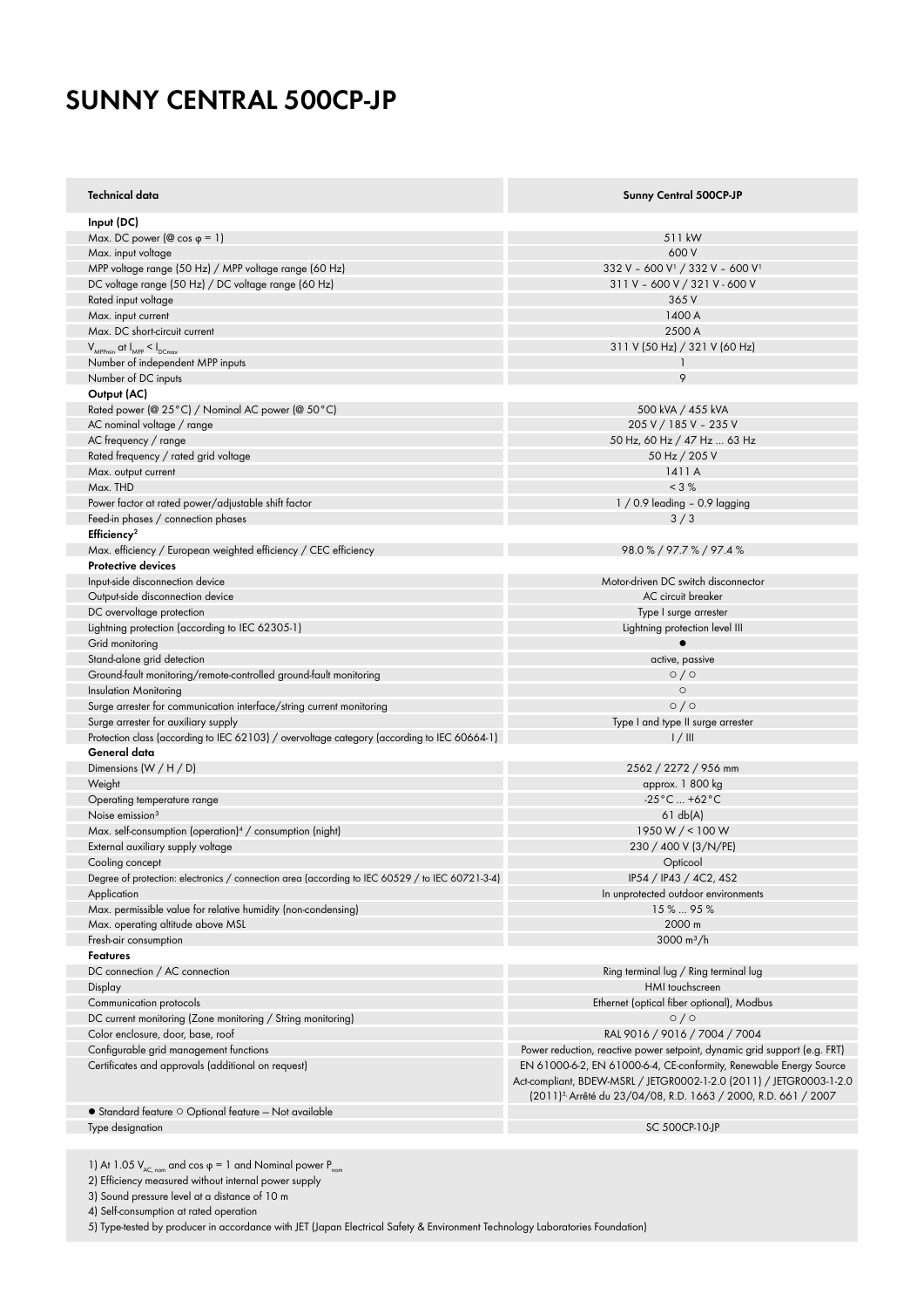# SUNNY CENTRAL 500CP-JP

| Technical data | Sunny Central 500CP-JP |
|---|---|
| **Input (DC)** | |
| Max. DC power (@ cos φ = 1) | 511 kW |
| Max. input voltage | 600 V |
| MPP voltage range (50 Hz) / MPP voltage range (60 Hz) | 332 V – 600 V[1] / 332 V – 600 V[1] |
| DC voltage range (50 Hz) / DC voltage range (60 Hz) | 311 V – 600 V / 321 V - 600 V |
| Rated input voltage | 365 V |
| Max. input current | 1400 A |
| Max. DC short-circuit current | 2500 A |
| $V_{MPPmin}$ at $I_{MPP} < I_{DCmax}$ | 311 V (50 Hz) / 321 V (60 Hz) |
| Number of independent MPP inputs | 1 |
| Number of DC inputs | 9 |
| **Output (AC)** | |
| Rated power (@ 25°C) / Nominal AC power (@ 50°C) | 500 kVA / 455 kVA |
| AC nominal voltage / range | 205 V / 185 V – 235 V |
| AC frequency / range | 50 Hz, 60 Hz / 47 Hz ... 63 Hz |
| Rated frequency / rated grid voltage | 50 Hz / 205 V |
| Max. output current | 1411 A |
| Max. THD | < 3 % |
| Power factor at rated power/adjustable shift factor | 1 / 0.9 leading – 0.9 lagging |
| Feed-in phases / connection phases | 3 / 3 |
| **Efficiency**[2] | |
| Max. efficiency / European weighted efficiency / CEC efficiency | 98.0 % / 97.7 % / 97.4 % |
| **Protective devices** | |
| Input-side disconnection device | Motor-driven DC switch disconnector |
| Output-side disconnection device | AC circuit breaker |
| DC overvoltage protection | Type I surge arrester |
| Lightning protection (according to IEC 62305-1) | Lightning protection level III |
| Grid monitoring | ● |
| Stand-alone grid detection | active, passive |
| Ground-fault monitoring/remote-controlled ground-fault monitoring | ○ / ○ |
| Insulation Monitoring | ○ |
| Surge arrester for communication interface/string current monitoring | ○ / ○ |
| Surge arrester for auxiliary supply | Type I and type II surge arrester |
| Protection class (according to IEC 62103) / overvoltage category (according to IEC 60664-1) | I / III |
| **General data** | |
| Dimensions (W / H / D) | 2562 / 2272 / 956 mm |
| Weight | approx. 1 800 kg |
| Operating temperature range | -25°C ... +62°C |
| Noise emission[3] | 61 db(A) |
| Max. self-consumption (operation)[4] / consumption (night) | 1950 W / < 100 W |
| External auxiliary supply voltage | 230 / 400 V (3/N/PE) |
| Cooling concept | Opticool |
| Degree of protection: electronics / connection area (according to IEC 60529 / to IEC 60721-3-4) | IP54 / IP43 / 4C2, 4S2 |
| Application | In unprotected outdoor environments |
| Max. permissible value for relative humidity (non-condensing) | 15 % ... 95 % |
| Max. operating altitude above MSL | 2000 m |
| Fresh-air consumption | 3000 m³/h |
| **Features** | |
| DC connection / AC connection | Ring terminal lug / Ring terminal lug |
| Display | HMI touchscreen |
| Communication protocols | Ethernet (optical fiber optional), Modbus |
| DC current monitoring (Zone monitoring / String monitoring) | ○ / ○ |
| Color enclosure, door, base, roof | RAL 9016 / 9016 / 7004 / 7004 |
| Configurable grid management functions | Power reduction, reactive power setpoint, dynamic grid support (e.g. FRT) |
| Certificates and approvals (additional on request) | EN 61000-6-2, EN 61000-6-4, CE-conformity, Renewable Energy Source Act-compliant, BDEW-MSRL / JETGR0002-1-2.0 (2011) / JETGR0003-1-2.0 (2011)[5], Arrêté du 23/04/08, R.D. 1663 / 2000, R.D. 661 / 2007 |
| ● Standard feature ○ Optional feature – Not available | |
| Type designation | SC 500CP-10-JP |

1) At 1.05 $V_{AC, nom}$ and cos φ = 1 and Nominal power $P_{nom}$

2) Efficiency measured without internal power supply

3) Sound pressure level at a distance of 10 m

4) Self-consumption at rated operation

5) Type-tested by producer in accordance with JET (Japan Electrical Safety & Environment Technology Laboratories Foundation)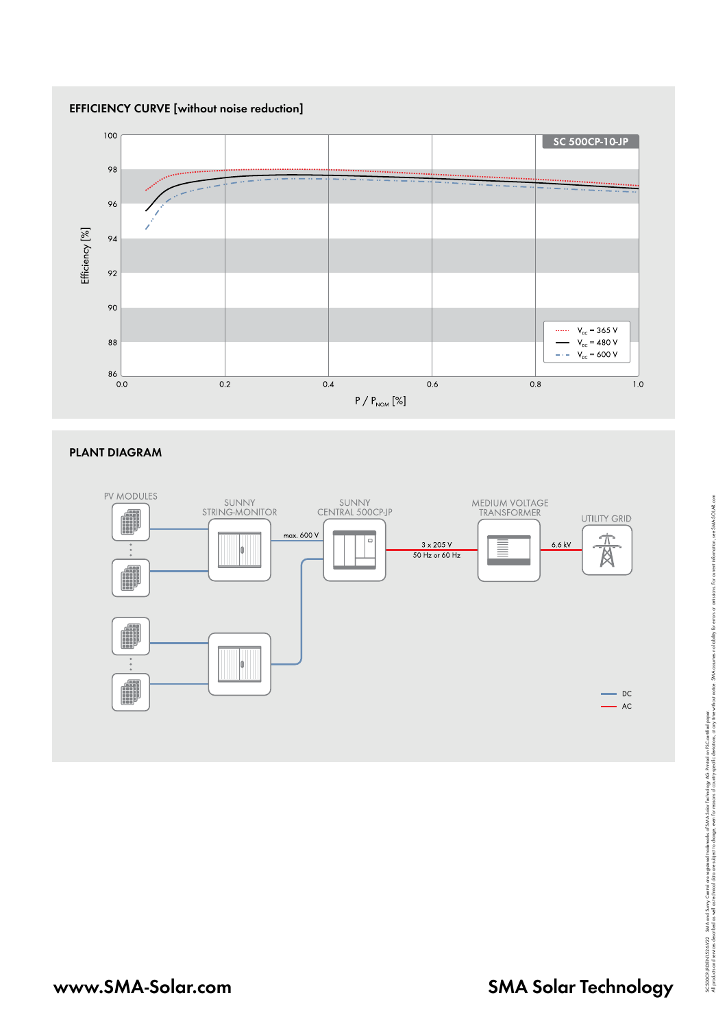## EFFICIENCY CURVE [without noise reduction]

SC 500CP-10-JP

Efficiency [%]

100
98
96
94
92
90
88
86

0.0
0.2
0.4
0.6
0.8
1.0

$P / P_{NOM}$ [%]

$V_{DC}$ = 365 V
$V_{DC}$ = 480 V
$V_{DC}$ = 600 V

## PLANT DIAGRAM

PV MODULES

SUNNY STRING-MONITOR

SUNNY CENTRAL 500CP-JP

MEDIUM VOLTAGE TRANSFORMER

UTILITY GRID

max. 600 V

3 x 205 V
50 Hz or 60 Hz

6.6 kV

DC
AC

SC500CP-JP-DEN152-6V22 SMA and Sunny Central are registered trademarks of SMA Solar Technology AG. Printed on FSC-certified paper. All products and services described as well as technical data are subject to change, even for reasons of country-specific deviations, at any time without notice. SMA assumes no liability for errors or omissions. For current information, see SMA-SOLAR.com

**www.SMA-Solar.com**

**SMA Solar Technology**